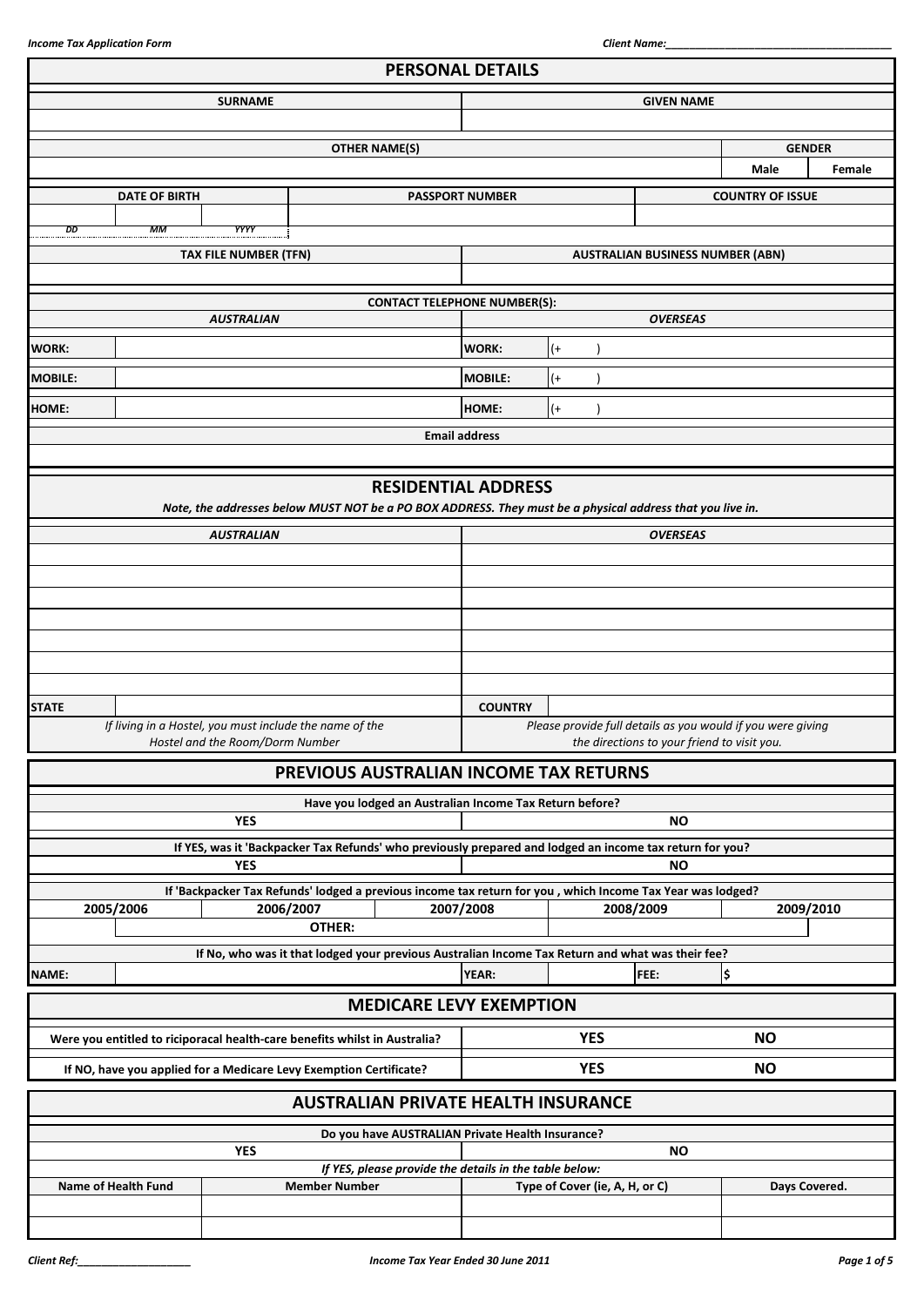# PERSONAL DETAILS

| SURNAME | GIVEN NAME |
|---|---|
| | |

| OTHER NAME(S) | GENDER | |
|---|---|---|
| | Male | Female |

| DATE OF BIRTH | | | PASSPORT NUMBER | COUNTRY OF ISSUE |
|---|---|---|---|---|
| | | | | |
| DD | MM | YYYY | | |

| TAX FILE NUMBER (TFN) | AUSTRALIAN BUSINESS NUMBER (ABN) |
|---|---|
| | |

**CONTACT TELEPHONE NUMBER(S):**

| *AUSTRALIAN* | | *OVERSEAS* | |
|---|---|---|---|
| WORK: | | WORK: | (+ ) |
| MOBILE: | | MOBILE: | (+ ) |
| HOME: | | HOME: | (+ ) |

**Email address**

| |
|---|
| |

# RESIDENTIAL ADDRESS

***Note, the addresses below MUST NOT be a PO BOX ADDRESS. They must be a physical address that you live in.***

| *AUSTRALIAN* | | *OVERSEAS* | |
|---|---|---|---|
| | | | |
| | | | |
| | | | |
| | | | |
| | | | |
| | | | |
| | | | |
| STATE | | COUNTRY | |
| *If living in a Hostel, you must include the name of the Hostel and the Room/Dorm Number* | | *Please provide full details as you would if you were giving the directions to your friend to visit you.* | |

# PREVIOUS AUSTRALIAN INCOME TAX RETURNS

**Have you lodged an Australian Income Tax Return before?**

| YES | NO |
|---|---|

**If YES, was it 'Backpacker Tax Refunds' who previously prepared and lodged an income tax return for you?**

| YES | NO |
|---|---|

**If 'Backpacker Tax Refunds' lodged a previous income tax return for you , which Income Tax Year was lodged?**

| 2005/2006 | 2006/2007 | 2007/2008 | 2008/2009 | 2009/2010 |
|---|---|---|---|---|
| | OTHER: | | | |

**If No, who was it that lodged your previous Australian Income Tax Return and what was their fee?**

| NAME: | | YEAR: | | FEE: | $ |
|---|---|---|---|---|---|

# MEDICARE LEVY EXEMPTION

| | | |
|---|---|---|
| Were you entitled to riciporacal health-care benefits whilst in Australia? | YES | NO |
| If NO, have you applied for a Medicare Levy Exemption Certificate? | YES | NO |

# AUSTRALIAN PRIVATE HEALTH INSURANCE

**Do you have AUSTRALIAN Private Health Insurance?**

| YES | NO |
|---|---|

*If YES, please provide the details in the table below:*

| Name of Health Fund | Member Number | Type of Cover (ie, A, H, or C) | Days Covered. |
|---|---|---|---|
| | | | |
| | | | |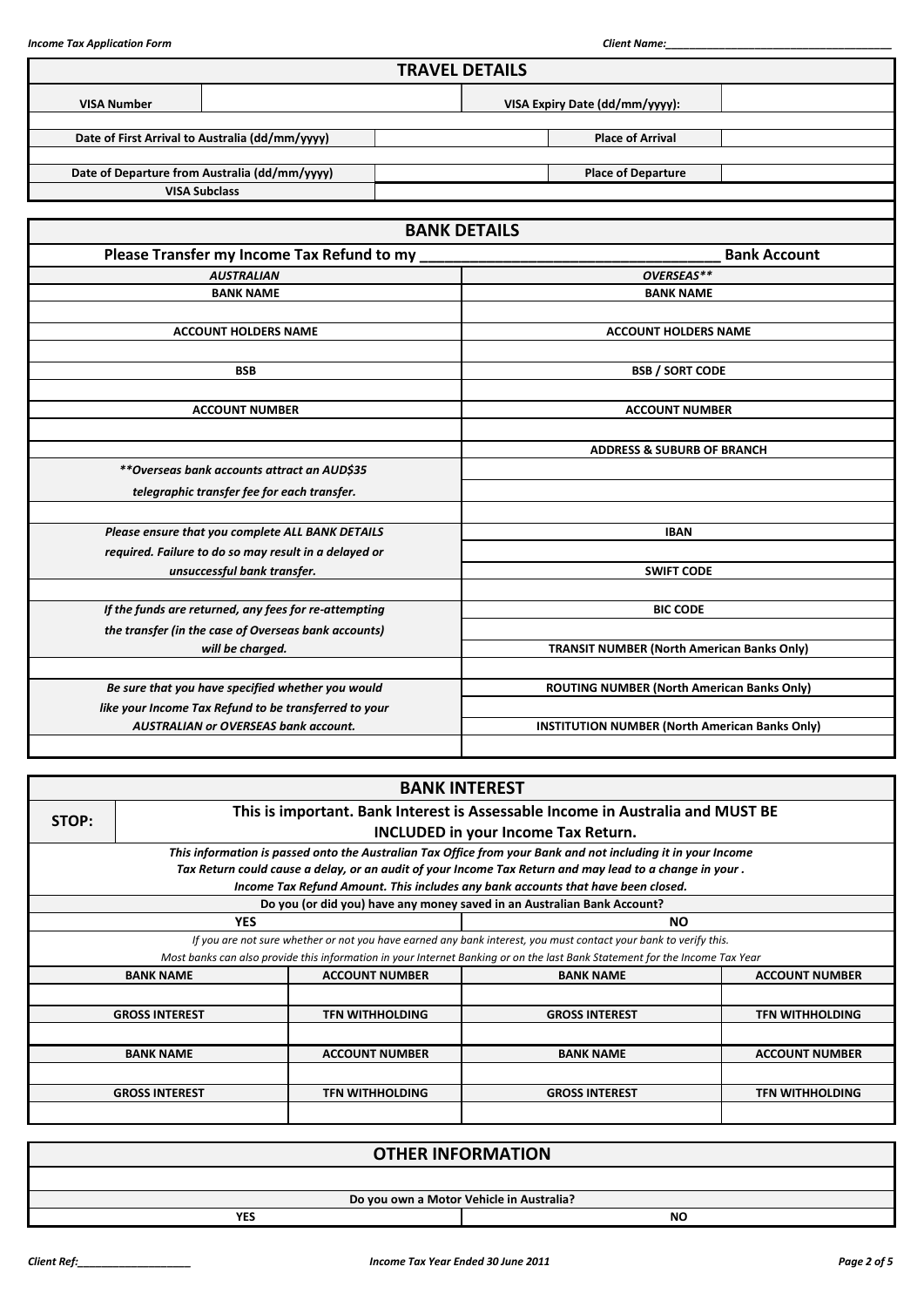## TRAVEL DETAILS

| VISA Number | | VISA Expiry Date (dd/mm/yyyy): | |
|---|---|---|---|
| Date of First Arrival to Australia (dd/mm/yyyy) | | Place of Arrival | |
| Date of Departure from Australia (dd/mm/yyyy) | | Place of Departure | |
| VISA Subclass | | | |

## BANK DETAILS

**Please Transfer my Income Tax Refund to my ___________________________________ Bank Account**

| *AUSTRALIAN* | *OVERSEAS\*\** |
|---|---|
| **BANK NAME** | **BANK NAME** |
| | |
| **ACCOUNT HOLDERS NAME** | **ACCOUNT HOLDERS NAME** |
| | |
| **BSB** | **BSB / SORT CODE** |
| | |
| **ACCOUNT NUMBER** | **ACCOUNT NUMBER** |
| | |
| | **ADDRESS & SUBURB OF BRANCH** |
| *\*\*Overseas bank accounts attract an AUD$35 telegraphic transfer fee for each transfer.* | |
| | |
| *Please ensure that you complete ALL BANK DETAILS required. Failure to do so may result in a delayed or unsuccessful bank transfer.* | **IBAN** |
| | **SWIFT CODE** |
| | |
| *If the funds are returned, any fees for re-attempting the transfer (in the case of Overseas bank accounts) will be charged.* | **BIC CODE** |
| | **TRANSIT NUMBER (North American Banks Only)** |
| | |
| *Be sure that you have specified whether you would like your Income Tax Refund to be transferred to your AUSTRALIAN or OVERSEAS bank account.* | **ROUTING NUMBER (North American Banks Only)** |
| | **INSTITUTION NUMBER (North American Banks Only)** |
| | |

## BANK INTEREST

**STOP: This is important. Bank Interest is Assessable Income in Australia and MUST BE INCLUDED in your Income Tax Return.**

*This information is passed onto the Australian Tax Office from your Bank and not including it in your Income Tax Return could cause a delay, or an audit of your Income Tax Return and may lead to a change in your . Income Tax Refund Amount. This includes any bank accounts that have been closed.*

**Do you (or did you) have any money saved in an Australian Bank Account?**

| YES | NO |
|---|---|

*If you are not sure whether or not you have earned any bank interest, you must contact your bank to verify this.*
*Most banks can also provide this information in your Internet Banking or on the last Bank Statement for the Income Tax Year*

| BANK NAME | ACCOUNT NUMBER | BANK NAME | ACCOUNT NUMBER |
|---|---|---|---|
| | | | |
| **GROSS INTEREST** | **TFN WITHHOLDING** | **GROSS INTEREST** | **TFN WITHHOLDING** |
| | | | |
| **BANK NAME** | **ACCOUNT NUMBER** | **BANK NAME** | **ACCOUNT NUMBER** |
| | | | |
| **GROSS INTEREST** | **TFN WITHHOLDING** | **GROSS INTEREST** | **TFN WITHHOLDING** |
| | | | |

## OTHER INFORMATION

**Do you own a Motor Vehicle in Australia?**

| YES | NO |
|---|---|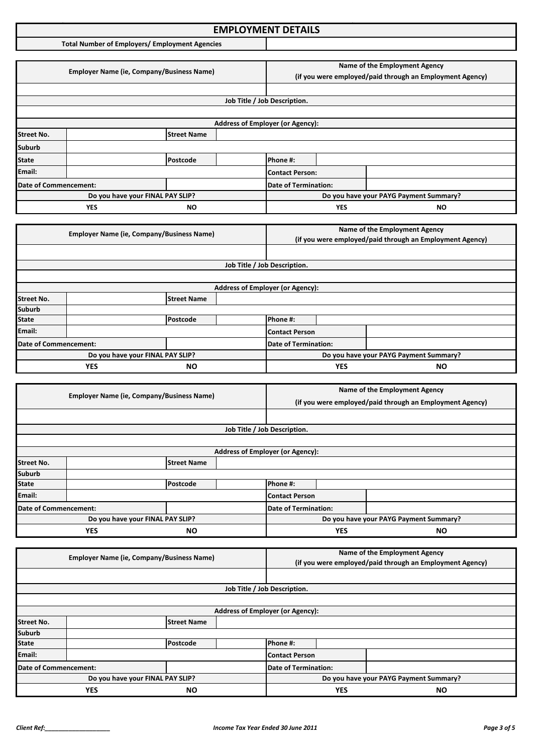# EMPLOYMENT DETAILS

| Total Number of Employers/ Employment Agencies | |
|---|---|

| Employer Name (ie, Company/Business Name) | | | | Name of the Employment Agency (if you were employed/paid through an Employment Agency) | |
|---|---|---|---|---|---|
| | | | | | |
| Job Title / Job Description. | | | | | |
| | | | | | |
| Address of Employer (or Agency): | | | | | |
| Street No. | | Street Name | | | |
| Suburb | | | | | |
| State | | Postcode | | Phone #: | |
| Email: | | | | Contact Person: | |
| Date of Commencement: | | | | Date of Termination: | |
| Do you have your FINAL PAY SLIP? | | | | Do you have your PAYG Payment Summary? | |
| YES | | NO | | YES | NO |

| Employer Name (ie, Company/Business Name) | | | | Name of the Employment Agency (if you were employed/paid through an Employment Agency) | |
|---|---|---|---|---|---|
| | | | | | |
| Job Title / Job Description. | | | | | |
| | | | | | |
| Address of Employer (or Agency): | | | | | |
| Street No. | | Street Name | | | |
| Suburb | | | | | |
| State | | Postcode | | Phone #: | |
| Email: | | | | Contact Person | |
| Date of Commencement: | | | | Date of Termination: | |
| Do you have your FINAL PAY SLIP? | | | | Do you have your PAYG Payment Summary? | |
| YES | | NO | | YES | NO |

| Employer Name (ie, Company/Business Name) | | | | Name of the Employment Agency (if you were employed/paid through an Employment Agency) | |
|---|---|---|---|---|---|
| | | | | | |
| Job Title / Job Description. | | | | | |
| | | | | | |
| Address of Employer (or Agency): | | | | | |
| Street No. | | Street Name | | | |
| Suburb | | | | | |
| State | | Postcode | | Phone #: | |
| Email: | | | | Contact Person | |
| Date of Commencement: | | | | Date of Termination: | |
| Do you have your FINAL PAY SLIP? | | | | Do you have your PAYG Payment Summary? | |
| YES | | NO | | YES | NO |

| Employer Name (ie, Company/Business Name) | | | | Name of the Employment Agency (if you were employed/paid through an Employment Agency) | |
|---|---|---|---|---|---|
| | | | | | |
| Job Title / Job Description. | | | | | |
| | | | | | |
| Address of Employer (or Agency): | | | | | |
| Street No. | | Street Name | | | |
| Suburb | | | | | |
| State | | Postcode | | Phone #: | |
| Email: | | | | Contact Person | |
| Date of Commencement: | | | | Date of Termination: | |
| Do you have your FINAL PAY SLIP? | | | | Do you have your PAYG Payment Summary? | |
| YES | | NO | | YES | NO |

*Client Ref:___________________* *Income Tax Year Ended 30 June 2011*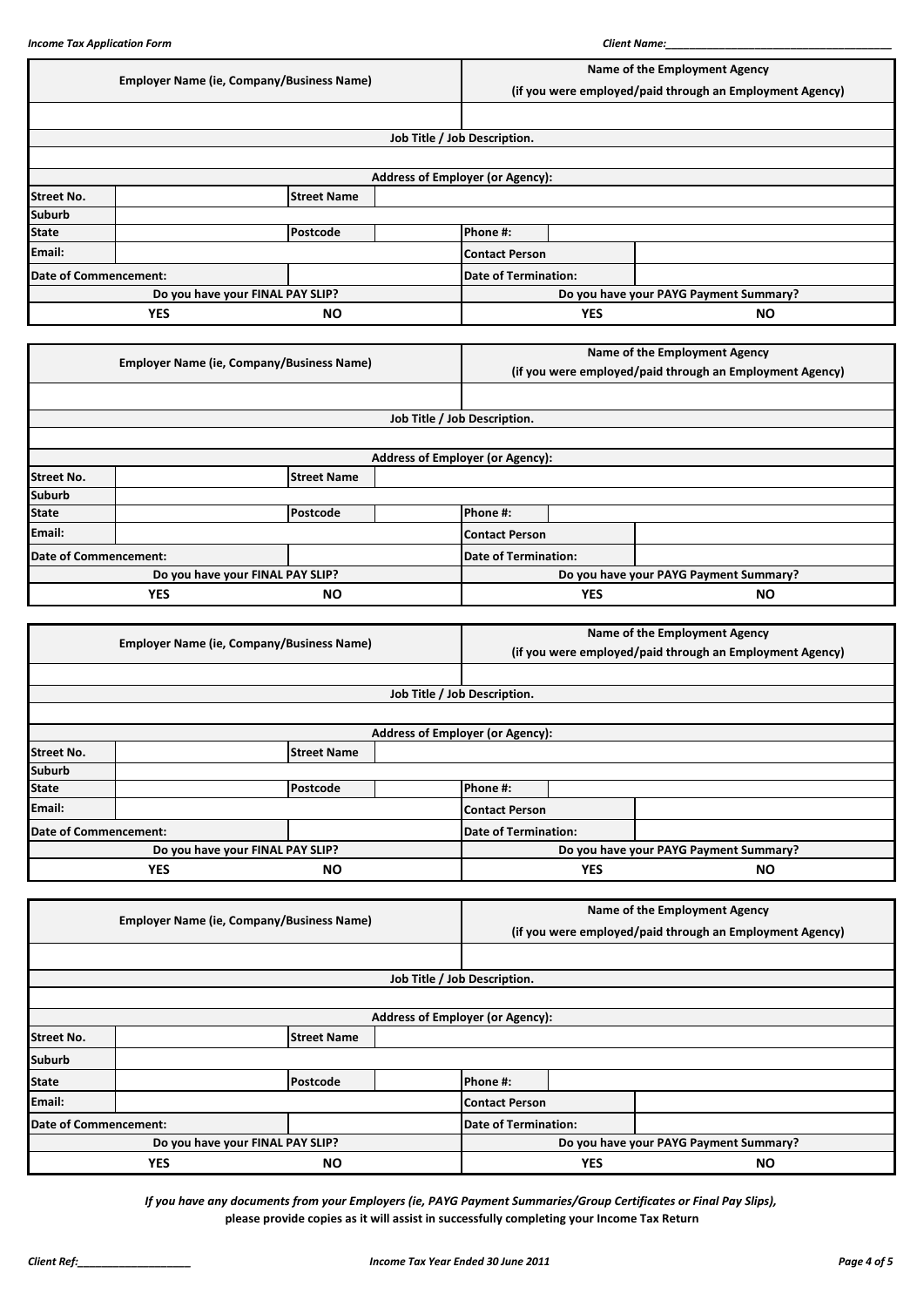| Employer Name (ie, Company/Business Name) | | | | Name of the Employment Agency (if you were employed/paid through an Employment Agency) | | |
|---|---|---|---|---|---|---|
| | | | | | | |
| Job Title / Job Description. | | | | | | |
| | | | | | | |
| Address of Employer (or Agency): | | | | | | |
| Street No. | | Street Name | | | | |
| Suburb | | | | | | |
| State | | Postcode | | Phone #: | | |
| Email: | | | | Contact Person | | |
| Date of Commencement: | | | | Date of Termination: | | |
| Do you have your FINAL PAY SLIP? | | | | Do you have your PAYG Payment Summary? | | |
| YES | | NO | | YES | | NO |

| Employer Name (ie, Company/Business Name) | | | | Name of the Employment Agency (if you were employed/paid through an Employment Agency) | | |
|---|---|---|---|---|---|---|
| | | | | | | |
| Job Title / Job Description. | | | | | | |
| | | | | | | |
| Address of Employer (or Agency): | | | | | | |
| Street No. | | Street Name | | | | |
| Suburb | | | | | | |
| State | | Postcode | | Phone #: | | |
| Email: | | | | Contact Person | | |
| Date of Commencement: | | | | Date of Termination: | | |
| Do you have your FINAL PAY SLIP? | | | | Do you have your PAYG Payment Summary? | | |
| YES | | NO | | YES | | NO |

| Employer Name (ie, Company/Business Name) | | | | Name of the Employment Agency (if you were employed/paid through an Employment Agency) | | |
|---|---|---|---|---|---|---|
| | | | | | | |
| Job Title / Job Description. | | | | | | |
| | | | | | | |
| Address of Employer (or Agency): | | | | | | |
| Street No. | | Street Name | | | | |
| Suburb | | | | | | |
| State | | Postcode | | Phone #: | | |
| Email: | | | | Contact Person | | |
| Date of Commencement: | | | | Date of Termination: | | |
| Do you have your FINAL PAY SLIP? | | | | Do you have your PAYG Payment Summary? | | |
| YES | | NO | | YES | | NO |

| Employer Name (ie, Company/Business Name) | | | | Name of the Employment Agency (if you were employed/paid through an Employment Agency) | | |
|---|---|---|---|---|---|---|
| | | | | | | |
| Job Title / Job Description. | | | | | | |
| | | | | | | |
| Address of Employer (or Agency): | | | | | | |
| Street No. | | Street Name | | | | |
| Suburb | | | | | | |
| State | | Postcode | | Phone #: | | |
| Email: | | | | Contact Person | | |
| Date of Commencement: | | | | Date of Termination: | | |
| Do you have your FINAL PAY SLIP? | | | | Do you have your PAYG Payment Summary? | | |
| YES | | NO | | YES | | NO |

*If you have any documents from your Employers (ie, PAYG Payment Summaries/Group Certificates or Final Pay Slips),*
**please provide copies as it will assist in successfully completing your Income Tax Return**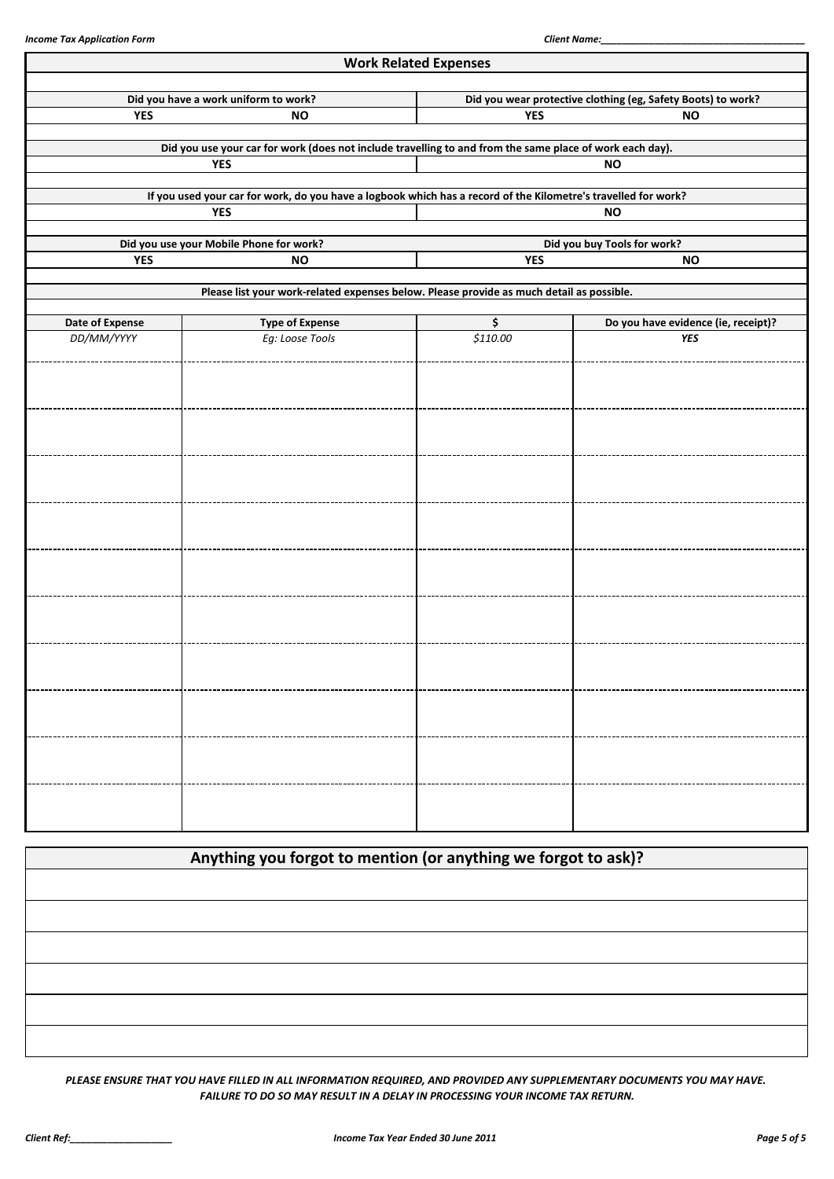## Work Related Expenses

| Did you have a work uniform to work? | | Did you wear protective clothing (eg, Safety Boots) to work? | |
|---|---|---|---|
| YES | NO | YES | NO |

| Did you use your car for work (does not include travelling to and from the same place of work each day). | |
|---|---|
| YES | NO |

| If you used your car for work, do you have a logbook which has a record of the Kilometre's travelled for work? | |
|---|---|
| YES | NO |

| Did you use your Mobile Phone for work? | | Did you buy Tools for work? | |
|---|---|---|---|
| YES | NO | YES | NO |

**Please list your work-related expenses below. Please provide as much detail as possible.**

| Date of Expense | Type of Expense | $ | Do you have evidence (ie, receipt)? |
|---|---|---|---|
| *DD/MM/YYYY* | *Eg: Loose Tools* | *$110.00* | ***YES*** |
| | | | |
| | | | |
| | | | |
| | | | |
| | | | |
| | | | |
| | | | |
| | | | |
| | | | |
| | | | |

## Anything you forgot to mention (or anything we forgot to ask)?

| |
|---|
| |
| |
| |
| |
| |
| |

***PLEASE ENSURE THAT YOU HAVE FILLED IN ALL INFORMATION REQUIRED, AND PROVIDED ANY SUPPLEMENTARY DOCUMENTS YOU MAY HAVE. FAILURE TO DO SO MAY RESULT IN A DELAY IN PROCESSING YOUR INCOME TAX RETURN.***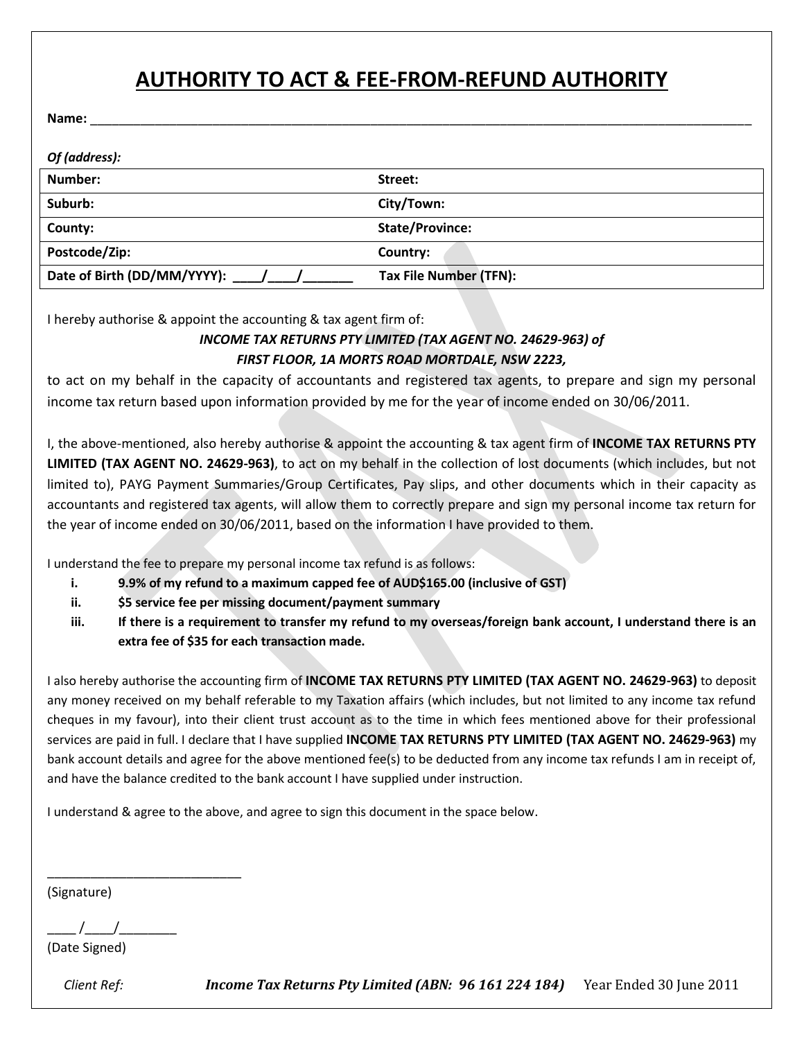# AUTHORITY TO ACT & FEE-FROM-REFUND AUTHORITY

**Name:** ____________________________________________________________________________________________

***Of (address):***

| **Number:** | **Street:** |
|---|---|
| **Suburb:** | **City/Town:** |
| **County:** | **State/Province:** |
| **Postcode/Zip:** | **Country:** |
| **Date of Birth (DD/MM/YYYY): ____/____/_______** | **Tax File Number (TFN):** |

I hereby authorise & appoint the accounting & tax agent firm of:

***INCOME TAX RETURNS PTY LIMITED (TAX AGENT NO. 24629-963) of***
***FIRST FLOOR, 1A MORTS ROAD MORTDALE, NSW 2223,***

to act on my behalf in the capacity of accountants and registered tax agents, to prepare and sign my personal income tax return based upon information provided by me for the year of income ended on 30/06/2011.

I, the above-mentioned, also hereby authorise & appoint the accounting & tax agent firm of **INCOME TAX RETURNS PTY LIMITED (TAX AGENT NO. 24629-963)**, to act on my behalf in the collection of lost documents (which includes, but not limited to), PAYG Payment Summaries/Group Certificates, Pay slips, and other documents which in their capacity as accountants and registered tax agents, will allow them to correctly prepare and sign my personal income tax return for the year of income ended on 30/06/2011, based on the information I have provided to them.

I understand the fee to prepare my personal income tax refund is as follows:

- i. **9.9% of my refund to a maximum capped fee of AUD$165.00 (inclusive of GST)**
- ii. **$5 service fee per missing document/payment summary**
- iii. **If there is a requirement to transfer my refund to my overseas/foreign bank account, I understand there is an extra fee of $35 for each transaction made.**

I also hereby authorise the accounting firm of **INCOME TAX RETURNS PTY LIMITED (TAX AGENT NO. 24629-963)** to deposit any money received on my behalf referable to my Taxation affairs (which includes, but not limited to any income tax refund cheques in my favour), into their client trust account as to the time in which fees mentioned above for their professional services are paid in full. I declare that I have supplied **INCOME TAX RETURNS PTY LIMITED (TAX AGENT NO. 24629-963)** my bank account details and agree for the above mentioned fee(s) to be deducted from any income tax refunds I am in receipt of, and have the balance credited to the bank account I have supplied under instruction.

I understand & agree to the above, and agree to sign this document in the space below.

___________________________
(Signature)

____ /____/________
(Date Signed)

*Client Ref:* ***Income Tax Returns Pty Limited (ABN: 96 161 224 184)*** Year Ended 30 June 2011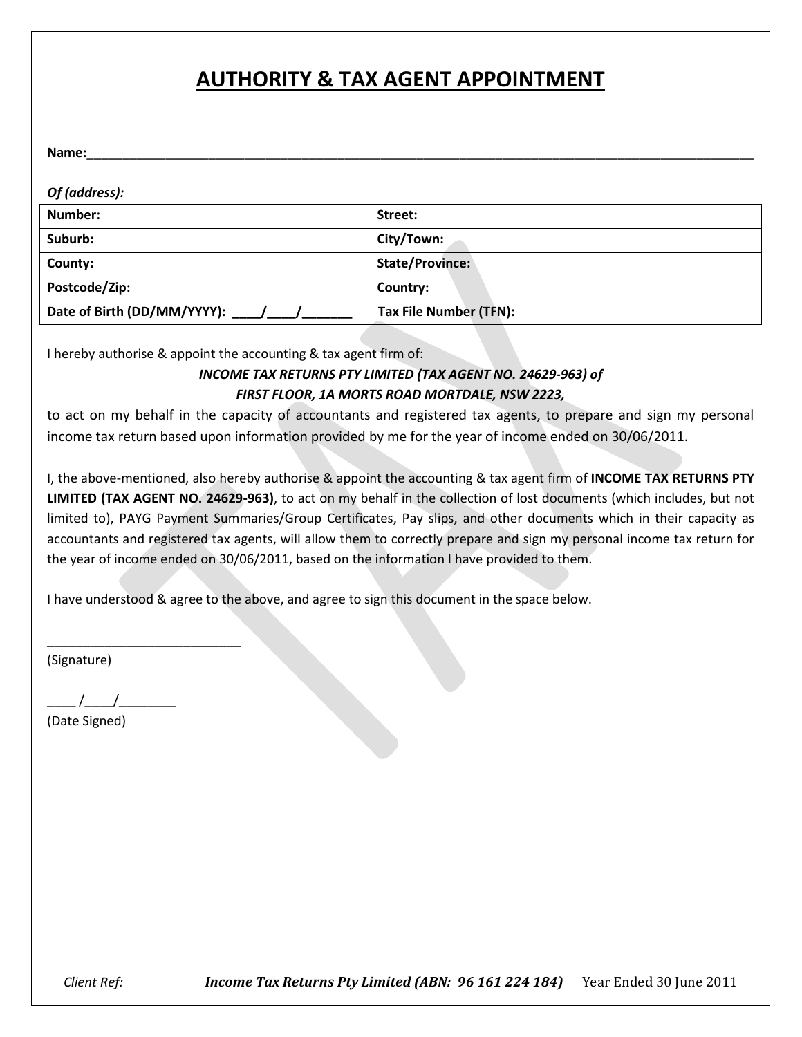# AUTHORITY & TAX AGENT APPOINTMENT

**Name:**___________________________________________________________________________________________

***Of (address):***

| | |
|---|---|
| **Number:** | **Street:** |
| **Suburb:** | **City/Town:** |
| **County:** | **State/Province:** |
| **Postcode/Zip:** | **Country:** |
| **Date of Birth (DD/MM/YYYY): \_\_\_\_/\_\_\_\_/\_\_\_\_\_\_\_** | **Tax File Number (TFN):** |

I hereby authorise & appoint the accounting & tax agent firm of:

***INCOME TAX RETURNS PTY LIMITED (TAX AGENT NO. 24629-963) of***
***FIRST FLOOR, 1A MORTS ROAD MORTDALE, NSW 2223,***

to act on my behalf in the capacity of accountants and registered tax agents, to prepare and sign my personal income tax return based upon information provided by me for the year of income ended on 30/06/2011.

I, the above-mentioned, also hereby authorise & appoint the accounting & tax agent firm of **INCOME TAX RETURNS PTY LIMITED (TAX AGENT NO. 24629-963)**, to act on my behalf in the collection of lost documents (which includes, but not limited to), PAYG Payment Summaries/Group Certificates, Pay slips, and other documents which in their capacity as accountants and registered tax agents, will allow them to correctly prepare and sign my personal income tax return for the year of income ended on 30/06/2011, based on the information I have provided to them.

I have understood & agree to the above, and agree to sign this document in the space below.

\_\_\_\_\_\_\_\_\_\_\_\_\_\_\_\_\_\_\_\_\_\_\_\_\_\_\_
(Signature)

\_\_\_\_ /\_\_\_\_/\_\_\_\_\_\_\_\_
(Date Signed)

*Client Ref:* ***Income Tax Returns Pty Limited (ABN: 96 161 224 184)*** Year Ended 30 June 2011